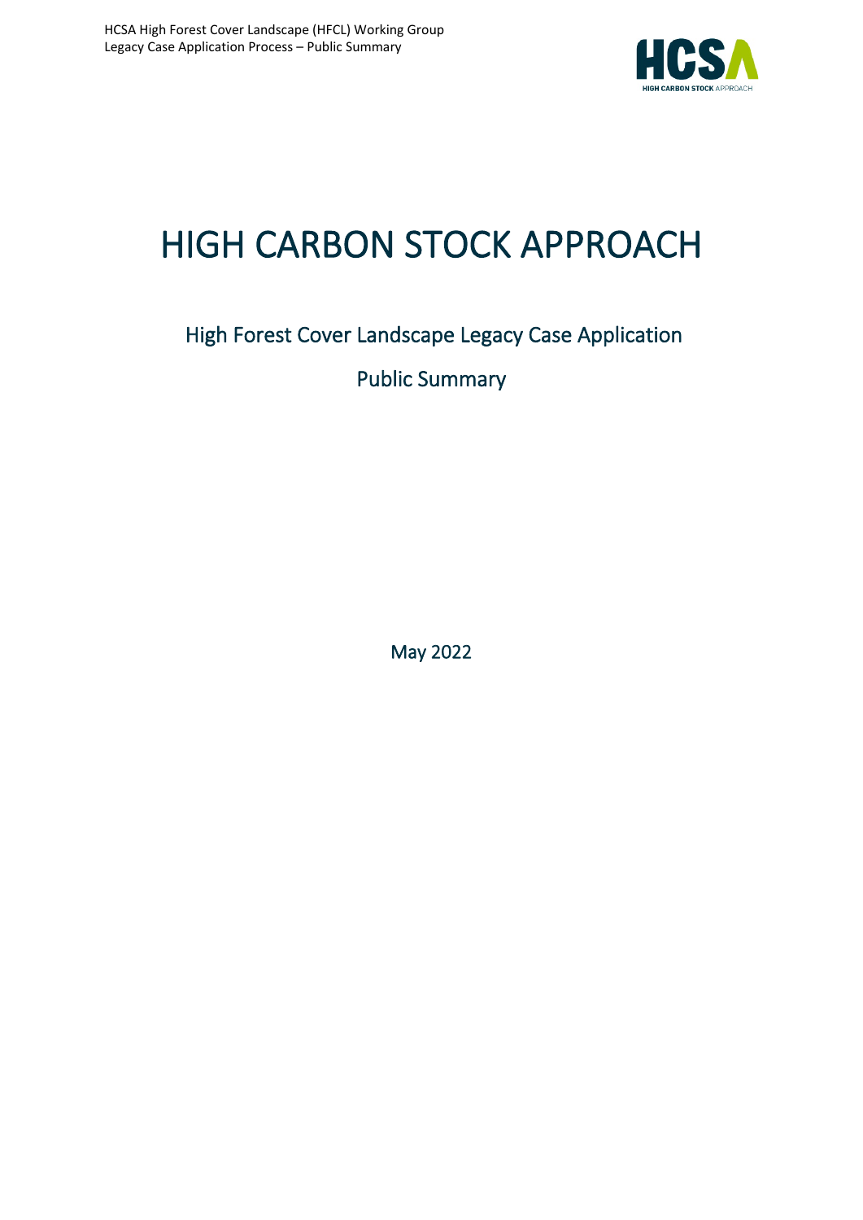# HIGH CARBON STOCK APPROACH

## High Forest Cover Landscape Legacy Case Application

## Public Summary

May 2022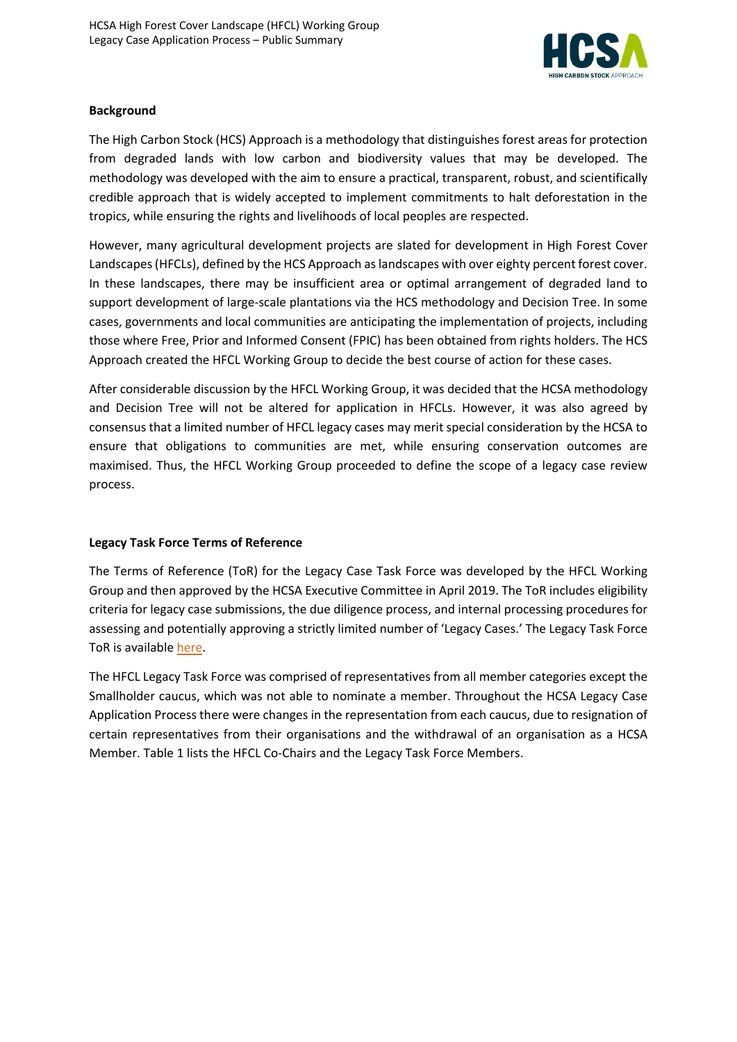## Background

The High Carbon Stock (HCS) Approach is a methodology that distinguishes forest areas for protection from degraded lands with low carbon and biodiversity values that may be developed. The methodology was developed with the aim to ensure a practical, transparent, robust, and scientifically credible approach that is widely accepted to implement commitments to halt deforestation in the tropics, while ensuring the rights and livelihoods of local peoples are respected.

However, many agricultural development projects are slated for development in High Forest Cover Landscapes (HFCLs), defined by the HCS Approach as landscapes with over eighty percent forest cover. In these landscapes, there may be insufficient area or optimal arrangement of degraded land to support development of large-scale plantations via the HCS methodology and Decision Tree. In some cases, governments and local communities are anticipating the implementation of projects, including those where Free, Prior and Informed Consent (FPIC) has been obtained from rights holders. The HCS Approach created the HFCL Working Group to decide the best course of action for these cases.

After considerable discussion by the HFCL Working Group, it was decided that the HCSA methodology and Decision Tree will not be altered for application in HFCLs. However, it was also agreed by consensus that a limited number of HFCL legacy cases may merit special consideration by the HCSA to ensure that obligations to communities are met, while ensuring conservation outcomes are maximised. Thus, the HFCL Working Group proceeded to define the scope of a legacy case review process.

## Legacy Task Force Terms of Reference

The Terms of Reference (ToR) for the Legacy Case Task Force was developed by the HFCL Working Group and then approved by the HCSA Executive Committee in April 2019. The ToR includes eligibility criteria for legacy case submissions, the due diligence process, and internal processing procedures for assessing and potentially approving a strictly limited number of 'Legacy Cases.' The Legacy Task Force ToR is available here.

The HFCL Legacy Task Force was comprised of representatives from all member categories except the Smallholder caucus, which was not able to nominate a member. Throughout the HCSA Legacy Case Application Process there were changes in the representation from each caucus, due to resignation of certain representatives from their organisations and the withdrawal of an organisation as a HCSA Member. Table 1 lists the HFCL Co-Chairs and the Legacy Task Force Members.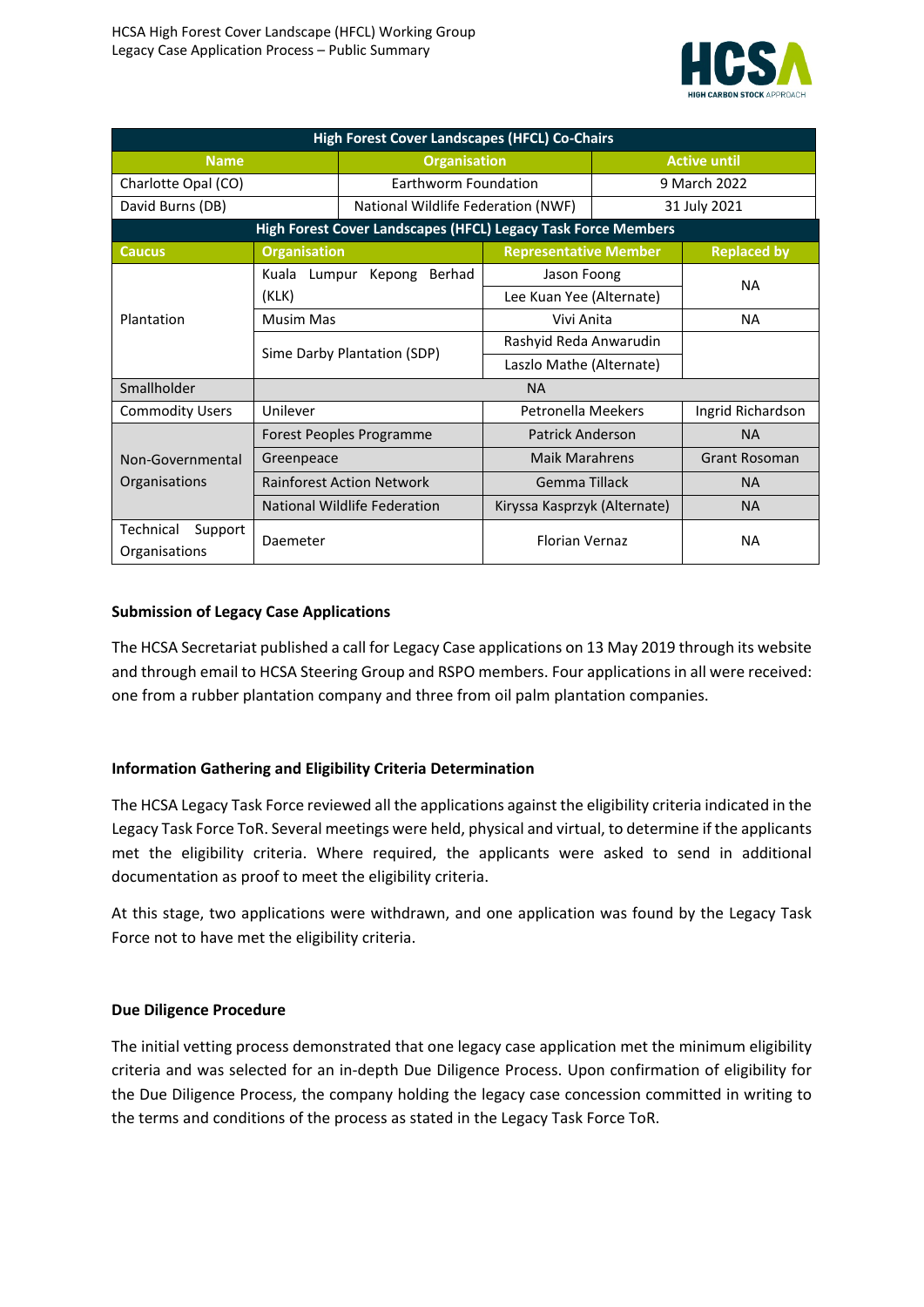| High Forest Cover Landscapes (HFCL) Co-Chairs | | |
|---|---|---|
| **Name** | **Organisation** | **Active until** |
| Charlotte Opal (CO) | Earthworm Foundation | 9 March 2022 |
| David Burns (DB) | National Wildlife Federation (NWF) | 31 July 2021 |

| High Forest Cover Landscapes (HFCL) Legacy Task Force Members | | | |
|---|---|---|---|
| **Caucus** | **Organisation** | **Representative Member** | **Replaced by** |
| Plantation | Kuala Lumpur Kepong Berhad (KLK) | Jason Foong | NA |
| | | Lee Kuan Yee (Alternate) | |
| | Musim Mas | Vivi Anita | NA |
| | Sime Darby Plantation (SDP) | Rashyid Reda Anwarudin | |
| | | Laszlo Mathe (Alternate) | |
| Smallholder | NA | | |
| Commodity Users | Unilever | Petronella Meekers | Ingrid Richardson |
| Non-Governmental Organisations | Forest Peoples Programme | Patrick Anderson | NA |
| | Greenpeace | Maik Marahrens | Grant Rosoman |
| | Rainforest Action Network | Gemma Tillack | NA |
| | National Wildlife Federation | Kiryssa Kasprzyk (Alternate) | NA |
| Technical Support Organisations | Daemeter | Florian Vernaz | NA |

**Submission of Legacy Case Applications**

The HCSA Secretariat published a call for Legacy Case applications on 13 May 2019 through its website and through email to HCSA Steering Group and RSPO members. Four applications in all were received: one from a rubber plantation company and three from oil palm plantation companies.

**Information Gathering and Eligibility Criteria Determination**

The HCSA Legacy Task Force reviewed all the applications against the eligibility criteria indicated in the Legacy Task Force ToR. Several meetings were held, physical and virtual, to determine if the applicants met the eligibility criteria. Where required, the applicants were asked to send in additional documentation as proof to meet the eligibility criteria.

At this stage, two applications were withdrawn, and one application was found by the Legacy Task Force not to have met the eligibility criteria.

**Due Diligence Procedure**

The initial vetting process demonstrated that one legacy case application met the minimum eligibility criteria and was selected for an in-depth Due Diligence Process. Upon confirmation of eligibility for the Due Diligence Process, the company holding the legacy case concession committed in writing to the terms and conditions of the process as stated in the Legacy Task Force ToR.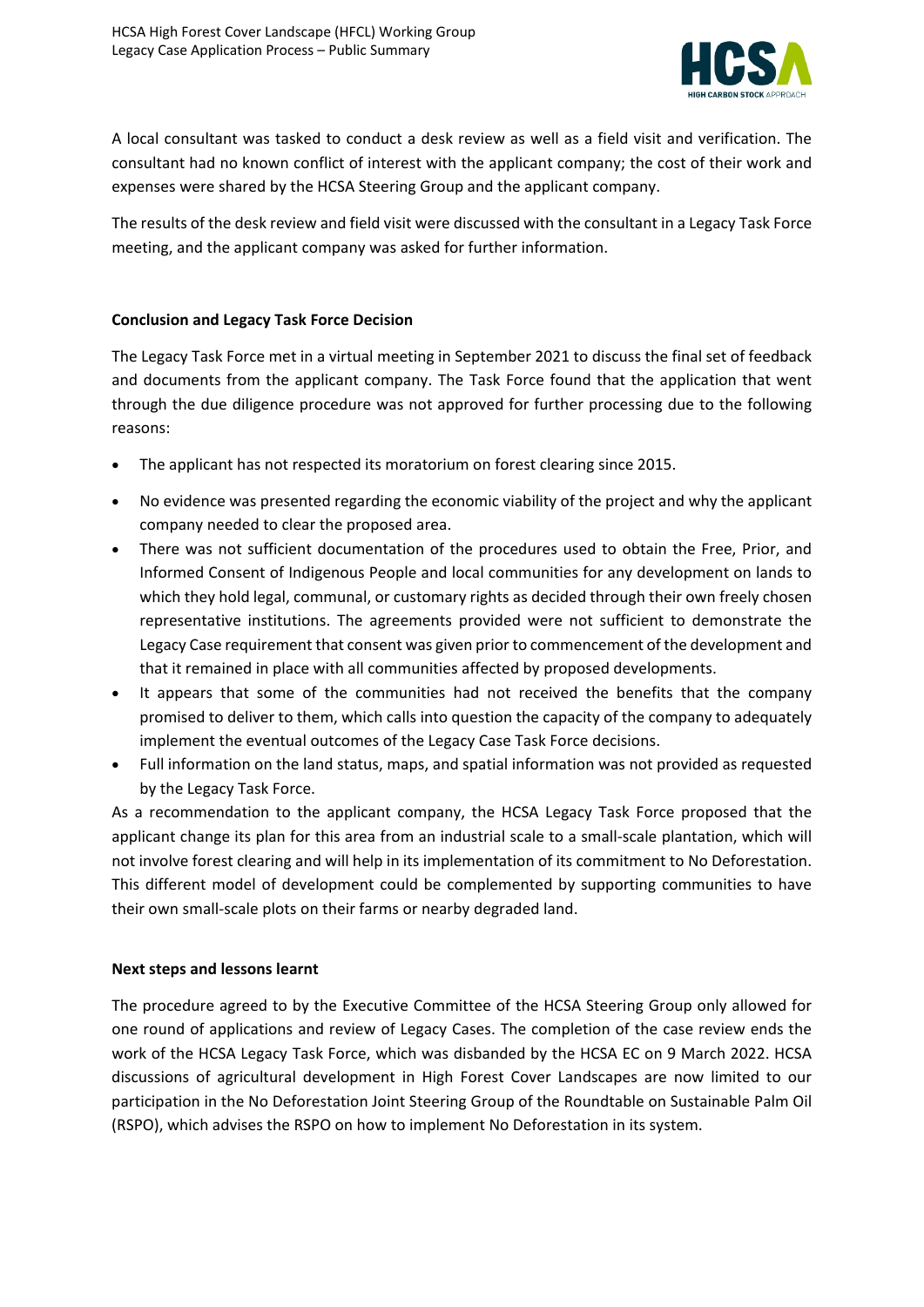A local consultant was tasked to conduct a desk review as well as a field visit and verification. The consultant had no known conflict of interest with the applicant company; the cost of their work and expenses were shared by the HCSA Steering Group and the applicant company.

The results of the desk review and field visit were discussed with the consultant in a Legacy Task Force meeting, and the applicant company was asked for further information.

**Conclusion and Legacy Task Force Decision**

The Legacy Task Force met in a virtual meeting in September 2021 to discuss the final set of feedback and documents from the applicant company. The Task Force found that the application that went through the due diligence procedure was not approved for further processing due to the following reasons:

- The applicant has not respected its moratorium on forest clearing since 2015.
- No evidence was presented regarding the economic viability of the project and why the applicant company needed to clear the proposed area.
- There was not sufficient documentation of the procedures used to obtain the Free, Prior, and Informed Consent of Indigenous People and local communities for any development on lands to which they hold legal, communal, or customary rights as decided through their own freely chosen representative institutions. The agreements provided were not sufficient to demonstrate the Legacy Case requirement that consent was given prior to commencement of the development and that it remained in place with all communities affected by proposed developments.
- It appears that some of the communities had not received the benefits that the company promised to deliver to them, which calls into question the capacity of the company to adequately implement the eventual outcomes of the Legacy Case Task Force decisions.
- Full information on the land status, maps, and spatial information was not provided as requested by the Legacy Task Force.

As a recommendation to the applicant company, the HCSA Legacy Task Force proposed that the applicant change its plan for this area from an industrial scale to a small-scale plantation, which will not involve forest clearing and will help in its implementation of its commitment to No Deforestation. This different model of development could be complemented by supporting communities to have their own small-scale plots on their farms or nearby degraded land.

**Next steps and lessons learnt**

The procedure agreed to by the Executive Committee of the HCSA Steering Group only allowed for one round of applications and review of Legacy Cases. The completion of the case review ends the work of the HCSA Legacy Task Force, which was disbanded by the HCSA EC on 9 March 2022. HCSA discussions of agricultural development in High Forest Cover Landscapes are now limited to our participation in the No Deforestation Joint Steering Group of the Roundtable on Sustainable Palm Oil (RSPO), which advises the RSPO on how to implement No Deforestation in its system.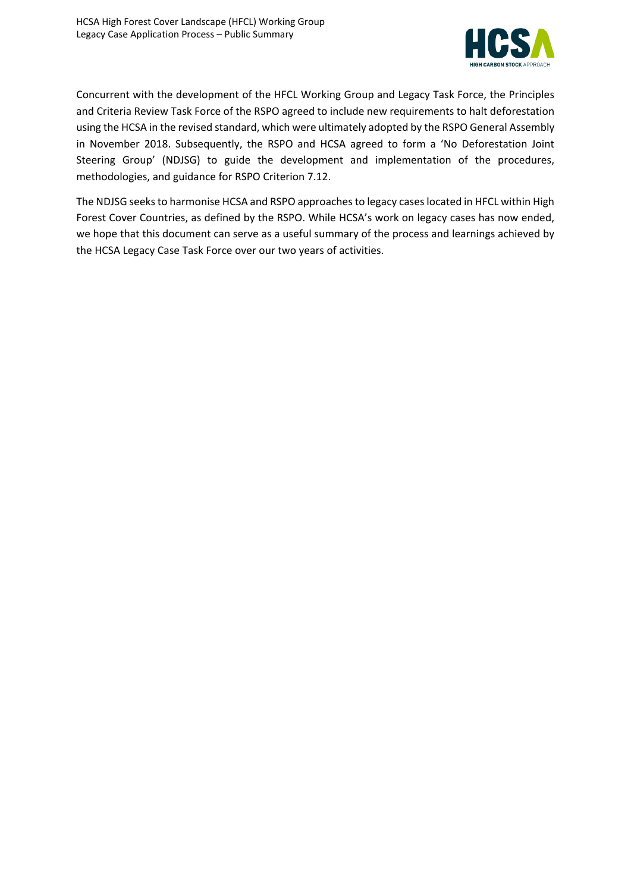Concurrent with the development of the HFCL Working Group and Legacy Task Force, the Principles and Criteria Review Task Force of the RSPO agreed to include new requirements to halt deforestation using the HCSA in the revised standard, which were ultimately adopted by the RSPO General Assembly in November 2018. Subsequently, the RSPO and HCSA agreed to form a 'No Deforestation Joint Steering Group' (NDJSG) to guide the development and implementation of the procedures, methodologies, and guidance for RSPO Criterion 7.12.

The NDJSG seeks to harmonise HCSA and RSPO approaches to legacy cases located in HFCL within High Forest Cover Countries, as defined by the RSPO. While HCSA's work on legacy cases has now ended, we hope that this document can serve as a useful summary of the process and learnings achieved by the HCSA Legacy Case Task Force over our two years of activities.